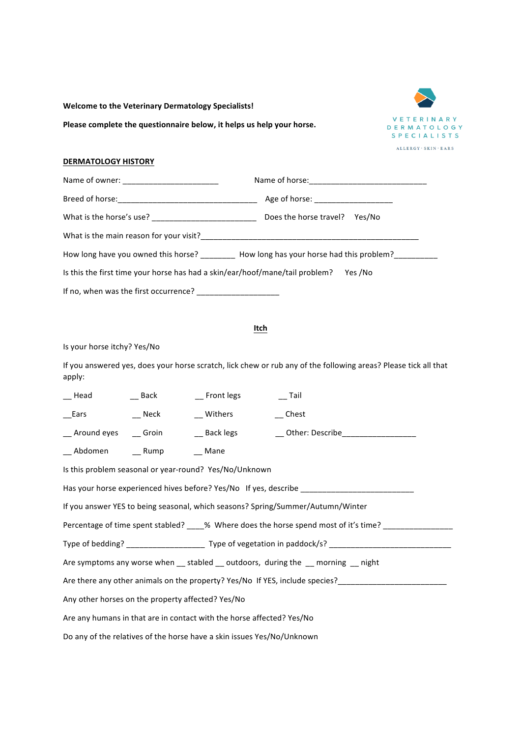**Welcome to the Veterinary Dermatology Specialists!**

**Please complete the questionnaire below, it helps us help your horse.**

VETERINARY DERMATOLOGY SPECIALISTS

ALLERGY · SKIN · EARS

## DERMATOLOGY HISTORY

Name of owner: ______________________ Name of horse:___________________________

Breed of horse:________________________________ Age of horse: _________________

What is the horse's use? ________________________ Does the horse travel? Yes/No

What is the main reason for your visit?__________________________________________________

How long have you owned this horse? ________ How long has your horse had this problem?__________

Is this the first time your horse has had a skin/ear/hoof/mane/tail problem? Yes /No

If no, when was the first occurrence? ___________________

## Itch

Is your horse itchy? Yes/No

If you answered yes, does your horse scratch, lick chew or rub any of the following areas? Please tick all that apply:

| | | | |
|---|---|---|---|
| __ Head | __ Back | __ Front legs | __ Tail |
| __Ears | __ Neck | __ Withers | __ Chest |
| __ Around eyes | __ Groin | __ Back legs | __ Other: Describe_________________ |
| __ Abdomen | __ Rump | __ Mane | |

Is this problem seasonal or year-round? Yes/No/Unknown

Has your horse experienced hives before? Yes/No If yes, describe __________________________

If you answer YES to being seasonal, which seasons? Spring/Summer/Autumn/Winter

Percentage of time spent stabled? ____% Where does the horse spend most of it's time? ________________

Type of bedding? __________________ Type of vegetation in paddock/s? ____________________________

Are symptoms any worse when __ stabled __ outdoors, during the __ morning __ night

Are there any other animals on the property? Yes/No If YES, include species?_________________________

Any other horses on the property affected? Yes/No

Are any humans in that are in contact with the horse affected? Yes/No

Do any of the relatives of the horse have a skin issues Yes/No/Unknown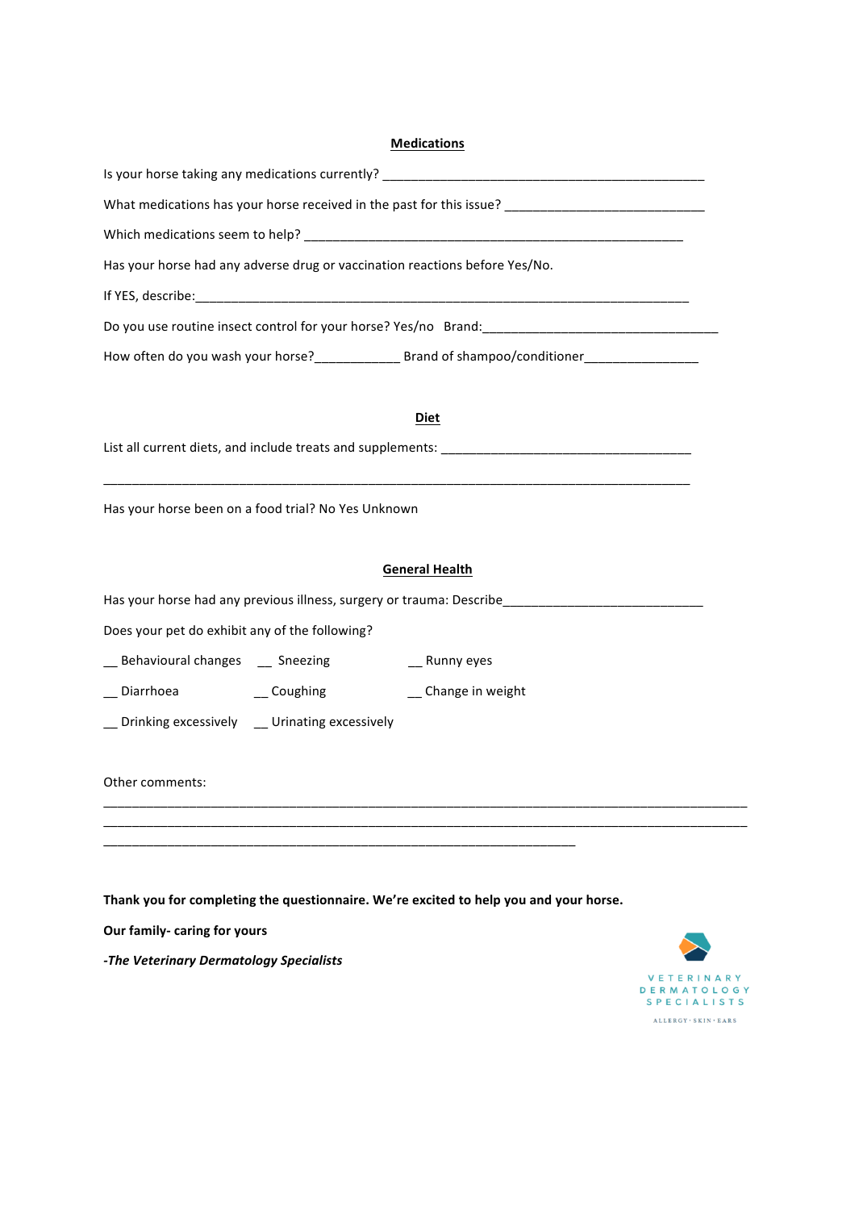## Medications

Is your horse taking any medications currently? _______________________________________________

What medications has your horse received in the past for this issue? _____________________________

Which medications seem to help? _______________________________________________________

Has your horse had any adverse drug or vaccination reactions before Yes/No.

If YES, describe:________________________________________________________________________

Do you use routine insect control for your horse? Yes/no   Brand:__________________________________

How often do you wash your horse?____________ Brand of shampoo/conditioner________________

## Diet

List all current diets, and include treats and supplements: ____________________________________

______________________________________________________________________________________

Has your horse been on a food trial? No Yes Unknown

## General Health

Has your horse had any previous illness, surgery or trauma: Describe____________________________

Does your pet do exhibit any of the following?

__ Behavioural changes   __ Sneezing   __ Runny eyes

__ Diarrhoea   __ Coughing   __ Change in weight

__ Drinking excessively   __ Urinating excessively

Other comments:

______________________________________________________________________________________________
______________________________________________________________________________________________
____________________________________________________________________

**Thank you for completing the questionnaire. We're excited to help you and your horse.**

**Our family- caring for yours**

***-The Veterinary Dermatology Specialists***

VETERINARY DERMATOLOGY SPECIALISTS

ALLERGY · SKIN · EARS